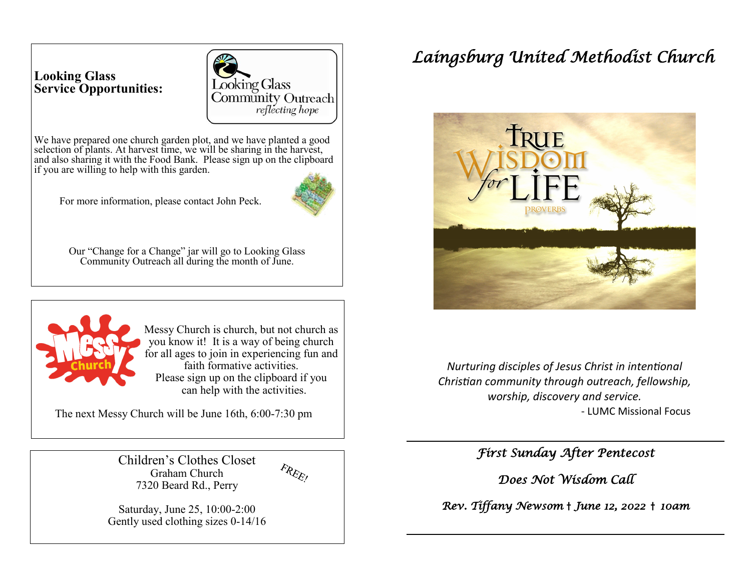**Looking Glass Service Opportunities:**

Looking Glass Community Outreach
*reflecting hope*

We have prepared one church garden plot, and we have planted a good selection of plants. At harvest time, we will be sharing in the harvest, and also sharing it with the Food Bank. Please sign up on the clipboard if you are willing to help with this garden.

For more information, please contact John Peck.

Our "Change for a Change" jar will go to Looking Glass Community Outreach all during the month of June.

---

Messy Church is church, but not church as you know it! It is a way of being church for all ages to join in experiencing fun and faith formative activities.
Please sign up on the clipboard if you can help with the activities.

The next Messy Church will be June 16th, 6:00-7:30 pm

---

Children's Clothes Closet
Graham Church
7320 Beard Rd., Perry

FREE!

Saturday, June 25, 10:00-2:00
Gently used clothing sizes 0-14/16

---

# Laingsburg United Methodist Church

TRUE WISDOM for LIFE
PROVERBS

*Nurturing disciples of Jesus Christ in intentional Christian community through outreach, fellowship, worship, discovery and service.*

- LUMC Missional Focus

---

*First Sunday After Pentecost*

*Does Not Wisdom Call*

*Rev. Tiffany Newsom † June 12, 2022 † 10am*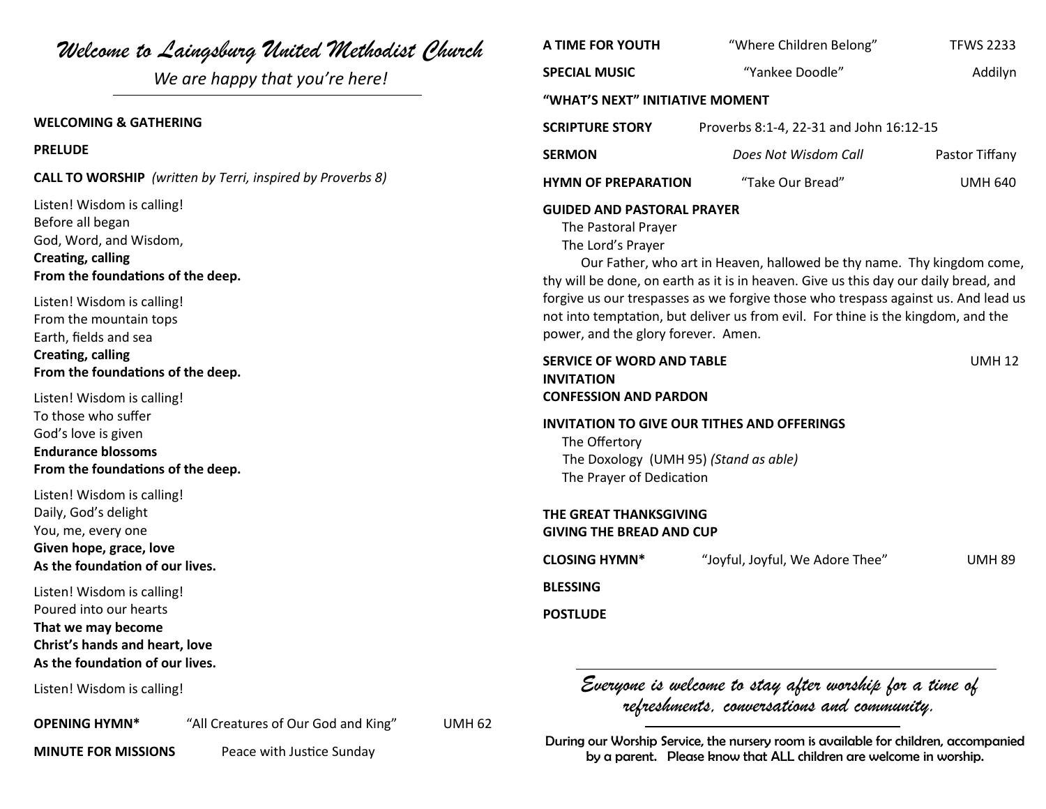# *Welcome to Laingsburg United Methodist Church*

*We are happy that you're here!*

---

**WELCOMING & GATHERING**

**PRELUDE**

**CALL TO WORSHIP** *(written by Terri, inspired by Proverbs 8)*

Listen! Wisdom is calling!
Before all began
God, Word, and Wisdom,
**Creating, calling**
**From the foundations of the deep.**

Listen! Wisdom is calling!
From the mountain tops
Earth, fields and sea
**Creating, calling**
**From the foundations of the deep.**

Listen! Wisdom is calling!
To those who suffer
God's love is given
**Endurance blossoms**
**From the foundations of the deep.**

Listen! Wisdom is calling!
Daily, God's delight
You, me, every one
**Given hope, grace, love**
**As the foundation of our lives.**

Listen! Wisdom is calling!
Poured into our hearts
**That we may become**
**Christ's hands and heart, love**
**As the foundation of our lives.**

Listen! Wisdom is calling!

**OPENING HYMN\*** "All Creatures of Our God and King" UMH 62

**MINUTE FOR MISSIONS** Peace with Justice Sunday

**A TIME FOR YOUTH** "Where Children Belong" TFWS 2233

**SPECIAL MUSIC** "Yankee Doodle" Addilyn

**"WHAT'S NEXT" INITIATIVE MOMENT**

**SCRIPTURE STORY** Proverbs 8:1-4, 22-31 and John 16:12-15

**SERMON** *Does Not Wisdom Call* Pastor Tiffany

**HYMN OF PREPARATION** "Take Our Bread" UMH 640

**GUIDED AND PASTORAL PRAYER**
The Pastoral Prayer
The Lord's Prayer

Our Father, who art in Heaven, hallowed be thy name. Thy kingdom come, thy will be done, on earth as it is in heaven. Give us this day our daily bread, and forgive us our trespasses as we forgive those who trespass against us. And lead us not into temptation, but deliver us from evil. For thine is the kingdom, and the power, and the glory forever. Amen.

**SERVICE OF WORD AND TABLE** UMH 12
**INVITATION**
**CONFESSION AND PARDON**

**INVITATION TO GIVE OUR TITHES AND OFFERINGS**
The Offertory
The Doxology (UMH 95) *(Stand as able)*
The Prayer of Dedication

**THE GREAT THANKSGIVING**
**GIVING THE BREAD AND CUP**

**CLOSING HYMN\*** "Joyful, Joyful, We Adore Thee" UMH 89

**BLESSING**

**POSTLUDE**

---

*Everyone is welcome to stay after worship for a time of refreshments, conversations and community.*

---

During our Worship Service, the nursery room is available for children, accompanied by a parent. Please know that ALL children are welcome in worship.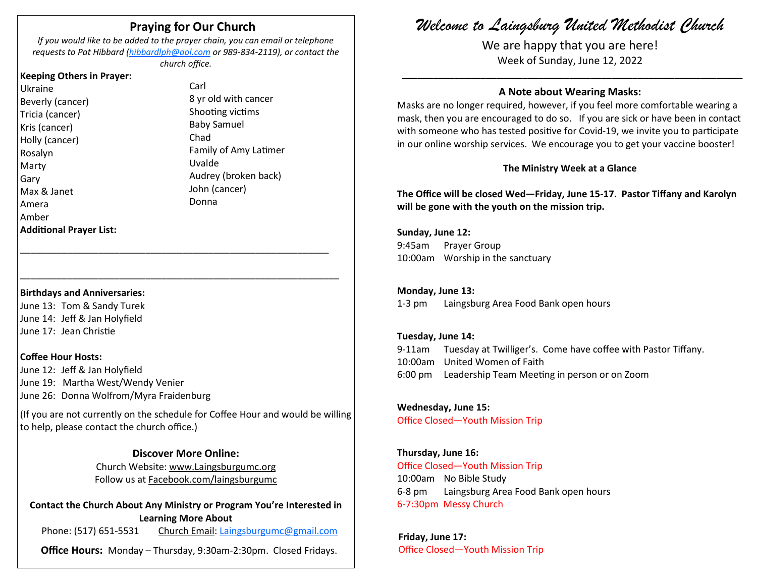## Praying for Our Church

*If you would like to be added to the prayer chain, you can email or telephone requests to Pat Hibbard (hibbardlph@aol.com or 989-834-2119), or contact the church office.*

**Keeping Others in Prayer:**

Ukraine
Beverly (cancer)
Tricia (cancer)
Kris (cancer)
Holly (cancer)
Rosalyn
Marty
Gary
Max & Janet
Amera
Amber
Carl
8 yr old with cancer
Shooting victims
Baby Samuel
Chad
Family of Amy Latimer
Uvalde
Audrey (broken back)
John (cancer)
Donna

**Additional Prayer List:**

\_\_\_\_\_\_\_\_\_\_\_\_\_\_\_\_\_\_\_\_\_\_\_\_\_\_\_\_\_\_\_\_\_\_\_\_\_\_\_\_\_\_\_\_\_\_\_\_\_\_\_\_\_\_\_\_

\_\_\_\_\_\_\_\_\_\_\_\_\_\_\_\_\_\_\_\_\_\_\_\_\_\_\_\_\_\_\_\_\_\_\_\_\_\_\_\_\_\_\_\_\_\_\_\_\_\_\_\_\_\_\_\_

**Birthdays and Anniversaries:**

June 13: Tom & Sandy Turek
June 14: Jeff & Jan Holyfield
June 17: Jean Christie

**Coffee Hour Hosts:**

June 12: Jeff & Jan Holyfield
June 19: Martha West/Wendy Venier
June 26: Donna Wolfrom/Myra Fraidenburg

(If you are not currently on the schedule for Coffee Hour and would be willing to help, please contact the church office.)

### Discover More Online:

Church Website: www.Laingsburgumc.org
Follow us at Facebook.com/laingsburgumc

**Contact the Church About Any Ministry or Program You're Interested in Learning More About**

Phone: (517) 651-5531 Church Email: Laingsburgumc@gmail.com

**Office Hours:** Monday – Thursday, 9:30am-2:30pm. Closed Fridays.

# *Welcome to Laingsburg United Methodist Church*

We are happy that you are here!
Week of Sunday, June 12, 2022

### A Note about Wearing Masks:

Masks are no longer required, however, if you feel more comfortable wearing a mask, then you are encouraged to do so. If you are sick or have been in contact with someone who has tested positive for Covid-19, we invite you to participate in our online worship services. We encourage you to get your vaccine booster!

**The Ministry Week at a Glance**

**The Office will be closed Wed—Friday, June 15-17. Pastor Tiffany and Karolyn will be gone with the youth on the mission trip.**

**Sunday, June 12:**
9:45am Prayer Group
10:00am Worship in the sanctuary

**Monday, June 13:**
1-3 pm Laingsburg Area Food Bank open hours

**Tuesday, June 14:**
9-11am Tuesday at Twilliger's. Come have coffee with Pastor Tiffany.
10:00am United Women of Faith
6:00 pm Leadership Team Meeting in person or on Zoom

**Wednesday, June 15:**
Office Closed—Youth Mission Trip

**Thursday, June 16:**
Office Closed—Youth Mission Trip
10:00am No Bible Study
6-8 pm Laingsburg Area Food Bank open hours
6-7:30pm Messy Church

**Friday, June 17:**
Office Closed—Youth Mission Trip